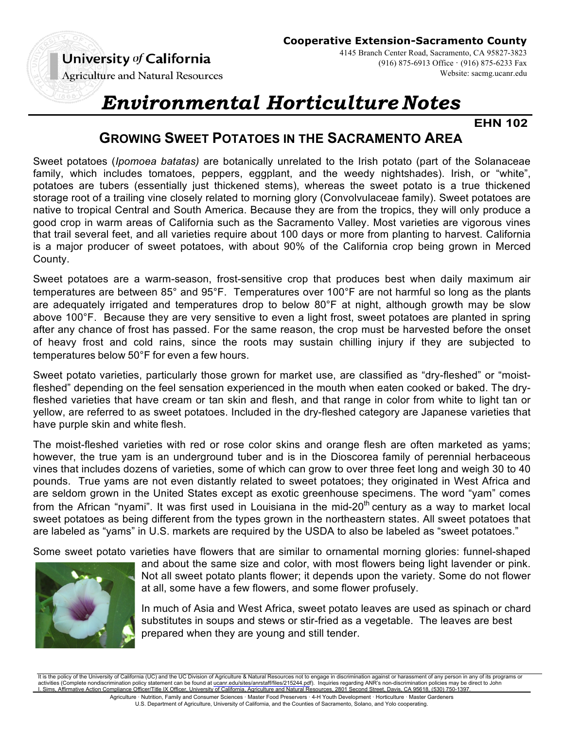**University of California**
Agriculture and Natural Resources

**Cooperative Extension-Sacramento County**
4145 Branch Center Road, Sacramento, CA 95827-3823
(916) 875-6913 Office · (916) 875-6233 Fax
Website: sacmg.ucanr.edu

# *Environmental Horticulture Notes*

**EHN 102**

## GROWING SWEET POTATOES IN THE SACRAMENTO AREA

Sweet potatoes (*Ipomoea batatas)* are botanically unrelated to the Irish potato (part of the Solanaceae family, which includes tomatoes, peppers, eggplant, and the weedy nightshades). Irish, or "white", potatoes are tubers (essentially just thickened stems), whereas the sweet potato is a true thickened storage root of a trailing vine closely related to morning glory (Convolvulaceae family). Sweet potatoes are native to tropical Central and South America. Because they are from the tropics, they will only produce a good crop in warm areas of California such as the Sacramento Valley. Most varieties are vigorous vines that trail several feet, and all varieties require about 100 days or more from planting to harvest. California is a major producer of sweet potatoes, with about 90% of the California crop being grown in Merced County.

Sweet potatoes are a warm-season, frost-sensitive crop that produces best when daily maximum air temperatures are between 85° and 95°F. Temperatures over 100°F are not harmful so long as the plants are adequately irrigated and temperatures drop to below 80°F at night, although growth may be slow above 100°F. Because they are very sensitive to even a light frost, sweet potatoes are planted in spring after any chance of frost has passed. For the same reason, the crop must be harvested before the onset of heavy frost and cold rains, since the roots may sustain chilling injury if they are subjected to temperatures below 50°F for even a few hours.

Sweet potato varieties, particularly those grown for market use, are classified as "dry-fleshed" or "moist-fleshed" depending on the feel sensation experienced in the mouth when eaten cooked or baked. The dry-fleshed varieties that have cream or tan skin and flesh, and that range in color from white to light tan or yellow, are referred to as sweet potatoes. Included in the dry-fleshed category are Japanese varieties that have purple skin and white flesh.

The moist-fleshed varieties with red or rose color skins and orange flesh are often marketed as yams; however, the true yam is an underground tuber and is in the Dioscorea family of perennial herbaceous vines that includes dozens of varieties, some of which can grow to over three feet long and weigh 30 to 40 pounds. True yams are not even distantly related to sweet potatoes; they originated in West Africa and are seldom grown in the United States except as exotic greenhouse specimens. The word "yam" comes from the African "nyami". It was first used in Louisiana in the mid-20th century as a way to market local sweet potatoes as being different from the types grown in the northeastern states. All sweet potatoes that are labeled as "yams" in U.S. markets are required by the USDA to also be labeled as "sweet potatoes."

Some sweet potato varieties have flowers that are similar to ornamental morning glories: funnel-shaped and about the same size and color, with most flowers being light lavender or pink. Not all sweet potato plants flower; it depends upon the variety. Some do not flower at all, some have a few flowers, and some flower profusely.

In much of Asia and West Africa, sweet potato leaves are used as spinach or chard substitutes in soups and stews or stir-fried as a vegetable. The leaves are best prepared when they are young and still tender.

It is the policy of the University of California (UC) and the UC Division of Agriculture & Natural Resources not to engage in discrimination against or harassment of any person in any of its programs or activities (Complete nondiscrimination policy statement can be found at ucanr.edu/sites/anrstaff/files/215244.pdf). Inquiries regarding ANR's non-discrimination policies may be direct to John I. Sims, Affirmative Action Compliance Officer/Title IX Officer, University of California, Agriculture and Natural Resources, 2801 Second Street, Davis, CA 95618, (530) 750-1397.

Agriculture · Nutrition, Family and Consumer Sciences · Master Food Preservers · 4-H Youth Development · Horticulture · Master Gardeners
U.S. Department of Agriculture, University of California, and the Counties of Sacramento, Solano, and Yolo cooperating.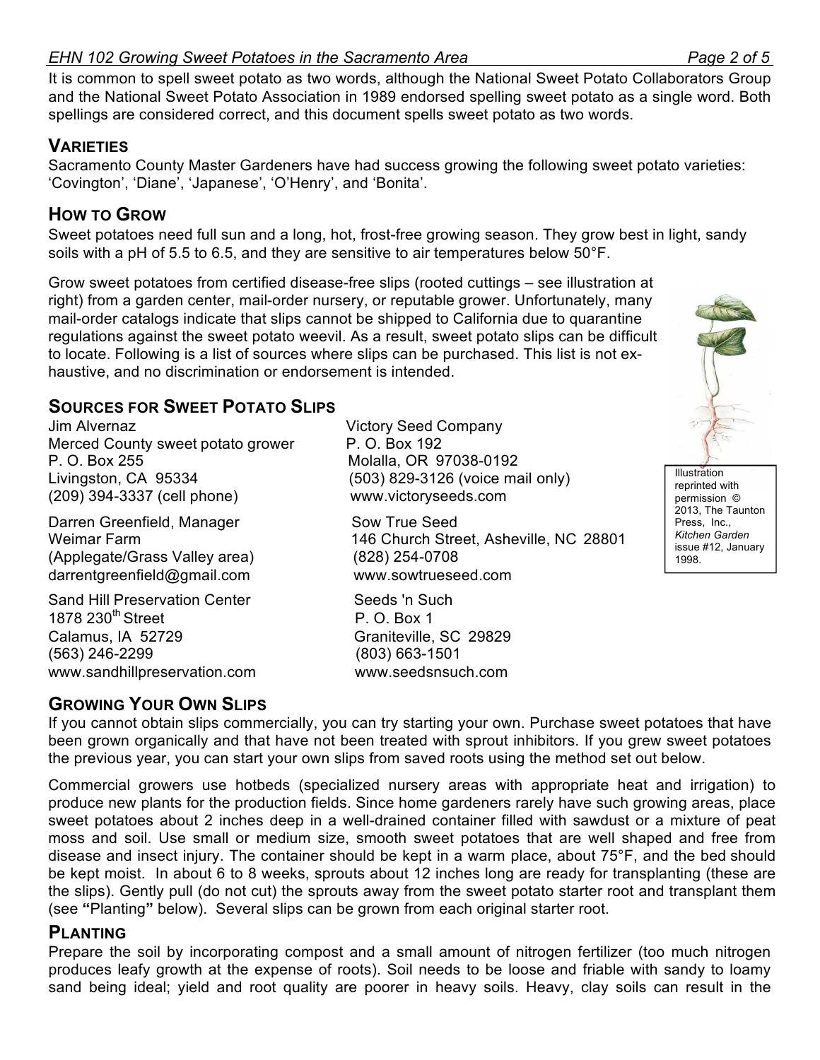It is common to spell sweet potato as two words, although the National Sweet Potato Collaborators Group and the National Sweet Potato Association in 1989 endorsed spelling sweet potato as a single word. Both spellings are considered correct, and this document spells sweet potato as two words.

## VARIETIES

Sacramento County Master Gardeners have had success growing the following sweet potato varieties: 'Covington', 'Diane', 'Japanese', 'O'Henry', and 'Bonita'.

## HOW TO GROW

Sweet potatoes need full sun and a long, hot, frost-free growing season. They grow best in light, sandy soils with a pH of 5.5 to 6.5, and they are sensitive to air temperatures below 50°F.

Grow sweet potatoes from certified disease-free slips (rooted cuttings – see illustration at right) from a garden center, mail-order nursery, or reputable grower. Unfortunately, many mail-order catalogs indicate that slips cannot be shipped to California due to quarantine regulations against the sweet potato weevil. As a result, sweet potato slips can be difficult to locate. Following is a list of sources where slips can be purchased. This list is not exhaustive, and no discrimination or endorsement is intended.

Illustration reprinted with permission © 2013, The Taunton Press, Inc., *Kitchen Garden* issue #12, January 1998.

## SOURCES FOR SWEET POTATO SLIPS

Jim Alvernaz
Merced County sweet potato grower
P. O. Box 255
Livingston, CA 95334
(209) 394-3337 (cell phone)

Darren Greenfield, Manager
Weimar Farm
(Applegate/Grass Valley area)
darrentgreenfield@gmail.com

Sand Hill Preservation Center
1878 230th Street
Calamus, IA 52729
(563) 246-2299
www.sandhillpreservation.com

Victory Seed Company
P. O. Box 192
Molalla, OR 97038-0192
(503) 829-3126 (voice mail only)
www.victoryseeds.com

Sow True Seed
146 Church Street, Asheville, NC 28801
(828) 254-0708
www.sowtrueseed.com

Seeds 'n Such
P. O. Box 1
Graniteville, SC 29829
(803) 663-1501
www.seedsnsuch.com

## GROWING YOUR OWN SLIPS

If you cannot obtain slips commercially, you can try starting your own. Purchase sweet potatoes that have been grown organically and that have not been treated with sprout inhibitors. If you grew sweet potatoes the previous year, you can start your own slips from saved roots using the method set out below.

Commercial growers use hotbeds (specialized nursery areas with appropriate heat and irrigation) to produce new plants for the production fields. Since home gardeners rarely have such growing areas, place sweet potatoes about 2 inches deep in a well-drained container filled with sawdust or a mixture of peat moss and soil. Use small or medium size, smooth sweet potatoes that are well shaped and free from disease and insect injury. The container should be kept in a warm place, about 75°F, and the bed should be kept moist. In about 6 to 8 weeks, sprouts about 12 inches long are ready for transplanting (these are the slips). Gently pull (do not cut) the sprouts away from the sweet potato starter root and transplant them (see **"**Planting**"** below). Several slips can be grown from each original starter root.

## PLANTING

Prepare the soil by incorporating compost and a small amount of nitrogen fertilizer (too much nitrogen produces leafy growth at the expense of roots). Soil needs to be loose and friable with sandy to loamy sand being ideal; yield and root quality are poorer in heavy soils. Heavy, clay soils can result in the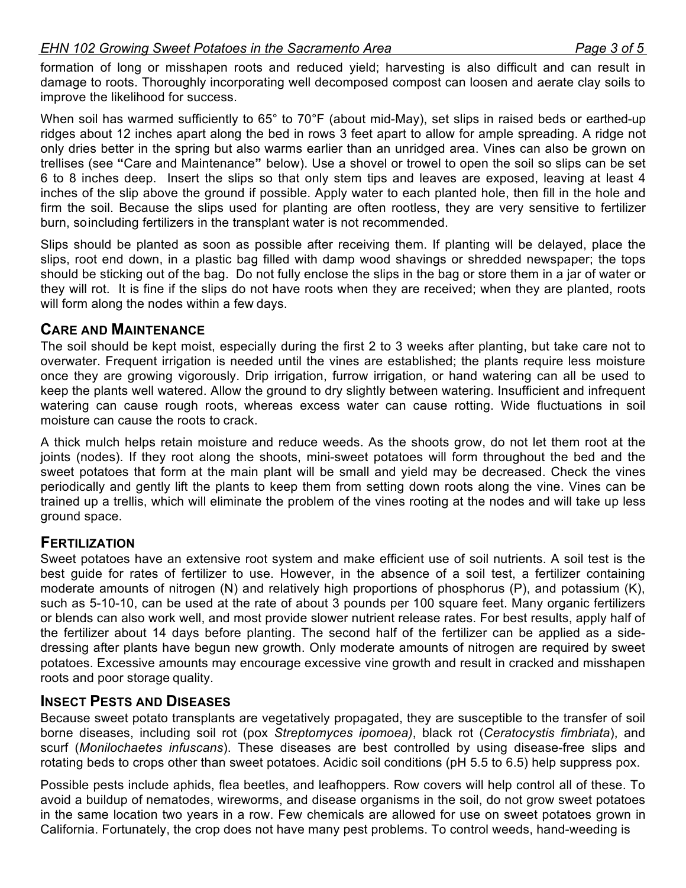formation of long or misshapen roots and reduced yield; harvesting is also difficult and can result in damage to roots. Thoroughly incorporating well decomposed compost can loosen and aerate clay soils to improve the likelihood for success.

When soil has warmed sufficiently to 65° to 70°F (about mid-May), set slips in raised beds or earthed-up ridges about 12 inches apart along the bed in rows 3 feet apart to allow for ample spreading. A ridge not only dries better in the spring but also warms earlier than an unridged area. Vines can also be grown on trellises (see **"**Care and Maintenance**"** below). Use a shovel or trowel to open the soil so slips can be set 6 to 8 inches deep. Insert the slips so that only stem tips and leaves are exposed, leaving at least 4 inches of the slip above the ground if possible. Apply water to each planted hole, then fill in the hole and firm the soil. Because the slips used for planting are often rootless, they are very sensitive to fertilizer burn, soincluding fertilizers in the transplant water is not recommended.

Slips should be planted as soon as possible after receiving them. If planting will be delayed, place the slips, root end down, in a plastic bag filled with damp wood shavings or shredded newspaper; the tops should be sticking out of the bag. Do not fully enclose the slips in the bag or store them in a jar of water or they will rot. It is fine if the slips do not have roots when they are received; when they are planted, roots will form along the nodes within a few days.

## CARE AND MAINTENANCE

The soil should be kept moist, especially during the first 2 to 3 weeks after planting, but take care not to overwater. Frequent irrigation is needed until the vines are established; the plants require less moisture once they are growing vigorously. Drip irrigation, furrow irrigation, or hand watering can all be used to keep the plants well watered. Allow the ground to dry slightly between watering. Insufficient and infrequent watering can cause rough roots, whereas excess water can cause rotting. Wide fluctuations in soil moisture can cause the roots to crack.

A thick mulch helps retain moisture and reduce weeds. As the shoots grow, do not let them root at the joints (nodes). If they root along the shoots, mini-sweet potatoes will form throughout the bed and the sweet potatoes that form at the main plant will be small and yield may be decreased. Check the vines periodically and gently lift the plants to keep them from setting down roots along the vine. Vines can be trained up a trellis, which will eliminate the problem of the vines rooting at the nodes and will take up less ground space.

## FERTILIZATION

Sweet potatoes have an extensive root system and make efficient use of soil nutrients. A soil test is the best guide for rates of fertilizer to use. However, in the absence of a soil test, a fertilizer containing moderate amounts of nitrogen (N) and relatively high proportions of phosphorus (P), and potassium (K), such as 5-10-10, can be used at the rate of about 3 pounds per 100 square feet. Many organic fertilizers or blends can also work well, and most provide slower nutrient release rates. For best results, apply half of the fertilizer about 14 days before planting. The second half of the fertilizer can be applied as a side-dressing after plants have begun new growth. Only moderate amounts of nitrogen are required by sweet potatoes. Excessive amounts may encourage excessive vine growth and result in cracked and misshapen roots and poor storage quality.

## INSECT PESTS AND DISEASES

Because sweet potato transplants are vegetatively propagated, they are susceptible to the transfer of soil borne diseases, including soil rot (pox *Streptomyces ipomoea)*, black rot (*Ceratocystis fimbriata*), and scurf (*Monilochaetes infuscans*). These diseases are best controlled by using disease-free slips and rotating beds to crops other than sweet potatoes. Acidic soil conditions (pH 5.5 to 6.5) help suppress pox.

Possible pests include aphids, flea beetles, and leafhoppers. Row covers will help control all of these. To avoid a buildup of nematodes, wireworms, and disease organisms in the soil, do not grow sweet potatoes in the same location two years in a row. Few chemicals are allowed for use on sweet potatoes grown in California. Fortunately, the crop does not have many pest problems. To control weeds, hand-weeding is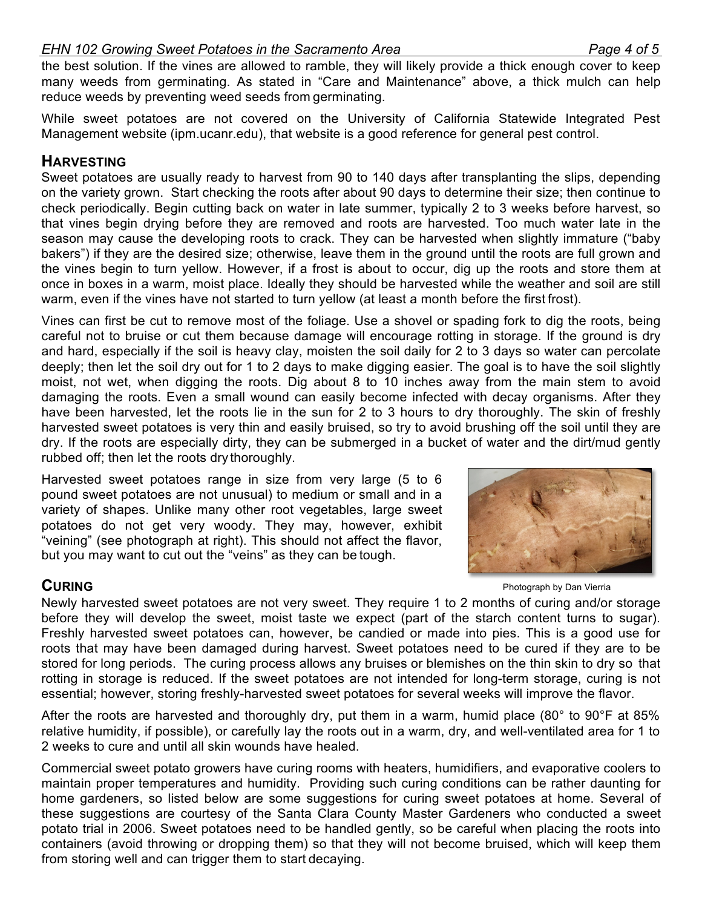the best solution. If the vines are allowed to ramble, they will likely provide a thick enough cover to keep many weeds from germinating. As stated in "Care and Maintenance" above, a thick mulch can help reduce weeds by preventing weed seeds from germinating.

While sweet potatoes are not covered on the University of California Statewide Integrated Pest Management website (ipm.ucanr.edu), that website is a good reference for general pest control.

## HARVESTING

Sweet potatoes are usually ready to harvest from 90 to 140 days after transplanting the slips, depending on the variety grown. Start checking the roots after about 90 days to determine their size; then continue to check periodically. Begin cutting back on water in late summer, typically 2 to 3 weeks before harvest, so that vines begin drying before they are removed and roots are harvested. Too much water late in the season may cause the developing roots to crack. They can be harvested when slightly immature ("baby bakers") if they are the desired size; otherwise, leave them in the ground until the roots are full grown and the vines begin to turn yellow. However, if a frost is about to occur, dig up the roots and store them at once in boxes in a warm, moist place. Ideally they should be harvested while the weather and soil are still warm, even if the vines have not started to turn yellow (at least a month before the first frost).

Vines can first be cut to remove most of the foliage. Use a shovel or spading fork to dig the roots, being careful not to bruise or cut them because damage will encourage rotting in storage. If the ground is dry and hard, especially if the soil is heavy clay, moisten the soil daily for 2 to 3 days so water can percolate deeply; then let the soil dry out for 1 to 2 days to make digging easier. The goal is to have the soil slightly moist, not wet, when digging the roots. Dig about 8 to 10 inches away from the main stem to avoid damaging the roots. Even a small wound can easily become infected with decay organisms. After they have been harvested, let the roots lie in the sun for 2 to 3 hours to dry thoroughly. The skin of freshly harvested sweet potatoes is very thin and easily bruised, so try to avoid brushing off the soil until they are dry. If the roots are especially dirty, they can be submerged in a bucket of water and the dirt/mud gently rubbed off; then let the roots dry thoroughly.

Harvested sweet potatoes range in size from very large (5 to 6 pound sweet potatoes are not unusual) to medium or small and in a variety of shapes. Unlike many other root vegetables, large sweet potatoes do not get very woody. They may, however, exhibit "veining" (see photograph at right). This should not affect the flavor, but you may want to cut out the "veins" as they can be tough.

Photograph by Dan Vierria

## CURING

Newly harvested sweet potatoes are not very sweet. They require 1 to 2 months of curing and/or storage before they will develop the sweet, moist taste we expect (part of the starch content turns to sugar). Freshly harvested sweet potatoes can, however, be candied or made into pies. This is a good use for roots that may have been damaged during harvest. Sweet potatoes need to be cured if they are to be stored for long periods. The curing process allows any bruises or blemishes on the thin skin to dry so that rotting in storage is reduced. If the sweet potatoes are not intended for long-term storage, curing is not essential; however, storing freshly-harvested sweet potatoes for several weeks will improve the flavor.

After the roots are harvested and thoroughly dry, put them in a warm, humid place (80° to 90°F at 85% relative humidity, if possible), or carefully lay the roots out in a warm, dry, and well-ventilated area for 1 to 2 weeks to cure and until all skin wounds have healed.

Commercial sweet potato growers have curing rooms with heaters, humidifiers, and evaporative coolers to maintain proper temperatures and humidity. Providing such curing conditions can be rather daunting for home gardeners, so listed below are some suggestions for curing sweet potatoes at home. Several of these suggestions are courtesy of the Santa Clara County Master Gardeners who conducted a sweet potato trial in 2006. Sweet potatoes need to be handled gently, so be careful when placing the roots into containers (avoid throwing or dropping them) so that they will not become bruised, which will keep them from storing well and can trigger them to start decaying.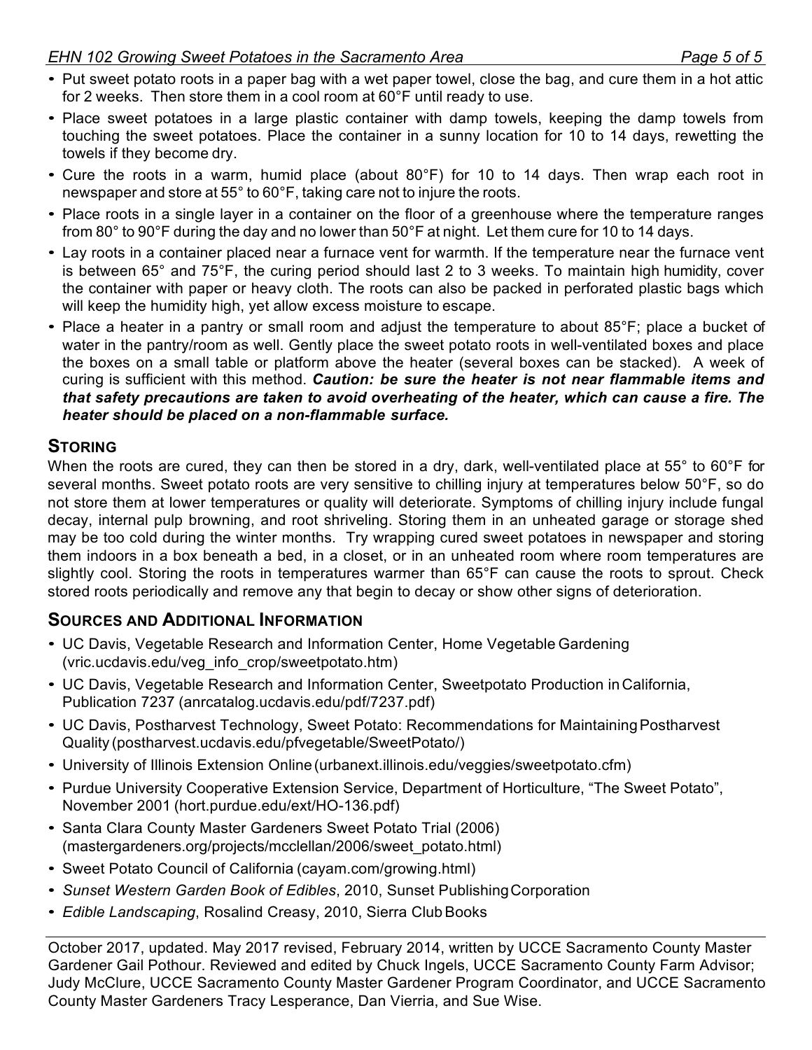- Put sweet potato roots in a paper bag with a wet paper towel, close the bag, and cure them in a hot attic for 2 weeks. Then store them in a cool room at 60°F until ready to use.
- Place sweet potatoes in a large plastic container with damp towels, keeping the damp towels from touching the sweet potatoes. Place the container in a sunny location for 10 to 14 days, rewetting the towels if they become dry.
- Cure the roots in a warm, humid place (about 80°F) for 10 to 14 days. Then wrap each root in newspaper and store at 55° to 60°F, taking care not to injure the roots.
- Place roots in a single layer in a container on the floor of a greenhouse where the temperature ranges from 80° to 90°F during the day and no lower than 50°F at night. Let them cure for 10 to 14 days.
- Lay roots in a container placed near a furnace vent for warmth. If the temperature near the furnace vent is between 65° and 75°F, the curing period should last 2 to 3 weeks. To maintain high humidity, cover the container with paper or heavy cloth. The roots can also be packed in perforated plastic bags which will keep the humidity high, yet allow excess moisture to escape.
- Place a heater in a pantry or small room and adjust the temperature to about 85°F; place a bucket of water in the pantry/room as well. Gently place the sweet potato roots in well-ventilated boxes and place the boxes on a small table or platform above the heater (several boxes can be stacked). A week of curing is sufficient with this method. ***Caution: be sure the heater is not near flammable items and that safety precautions are taken to avoid overheating of the heater, which can cause a fire. The heater should be placed on a non-flammable surface.***

## Storing

When the roots are cured, they can then be stored in a dry, dark, well-ventilated place at 55° to 60°F for several months. Sweet potato roots are very sensitive to chilling injury at temperatures below 50°F, so do not store them at lower temperatures or quality will deteriorate. Symptoms of chilling injury include fungal decay, internal pulp browning, and root shriveling. Storing them in an unheated garage or storage shed may be too cold during the winter months. Try wrapping cured sweet potatoes in newspaper and storing them indoors in a box beneath a bed, in a closet, or in an unheated room where room temperatures are slightly cool. Storing the roots in temperatures warmer than 65°F can cause the roots to sprout. Check stored roots periodically and remove any that begin to decay or show other signs of deterioration.

## Sources and Additional Information

- UC Davis, Vegetable Research and Information Center, Home Vegetable Gardening (vric.ucdavis.edu/veg_info_crop/sweetpotato.htm)
- UC Davis, Vegetable Research and Information Center, Sweetpotato Production in California, Publication 7237 (anrcatalog.ucdavis.edu/pdf/7237.pdf)
- UC Davis, Postharvest Technology, Sweet Potato: Recommendations for Maintaining Postharvest Quality (postharvest.ucdavis.edu/pfvegetable/SweetPotato/)
- University of Illinois Extension Online (urbanext.illinois.edu/veggies/sweetpotato.cfm)
- Purdue University Cooperative Extension Service, Department of Horticulture, "The Sweet Potato", November 2001 (hort.purdue.edu/ext/HO-136.pdf)
- Santa Clara County Master Gardeners Sweet Potato Trial (2006) (mastergardeners.org/projects/mcclellan/2006/sweet_potato.html)
- Sweet Potato Council of California (cayam.com/growing.html)
- *Sunset Western Garden Book of Edibles*, 2010, Sunset Publishing Corporation
- *Edible Landscaping*, Rosalind Creasy, 2010, Sierra Club Books

---

October 2017, updated. May 2017 revised, February 2014, written by UCCE Sacramento County Master Gardener Gail Pothour. Reviewed and edited by Chuck Ingels, UCCE Sacramento County Farm Advisor; Judy McClure, UCCE Sacramento County Master Gardener Program Coordinator, and UCCE Sacramento County Master Gardeners Tracy Lesperance, Dan Vierria, and Sue Wise.